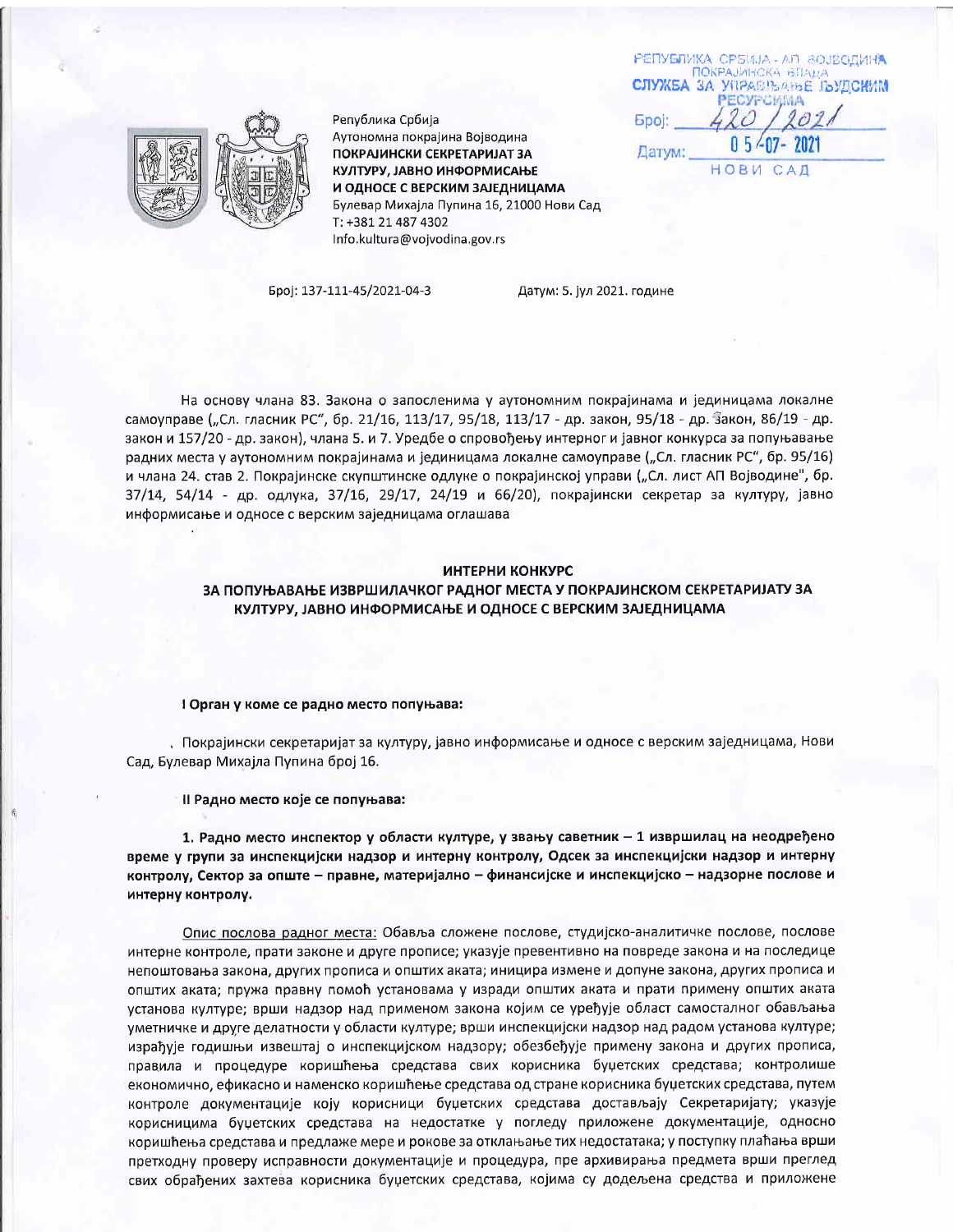Република Србија
Аутономна покрајина Војводина
**ПОКРАЈИНСКИ СЕКРЕТАРИЈАТ ЗА КУЛТУРУ, ЈАВНО ИНФОРМИСАЊЕ И ОДНОСЕ С ВЕРСКИМ ЗАЈЕДНИЦАМА**
Булевар Михајла Пупина 16, 21000 Нови Сад
Т: +381 21 487 4302
Info.kultura@vojvodina.gov.rs

РЕПУБЛИКА СРБИЈА - АП ВОЈВОДИНА
ПОКРАЈИНСКА ВЛАДА
СЛУЖБА ЗА УПРАВЉАЊЕ ЉУДСКИМ РЕСУРСИМА
Број: 420 / 2021
Датум: 05-07-2021
НОВИ САД

Број: 137-111-45/2021-04-3 Датум: 5. јул 2021. године

На основу члана 83. Закона о запосленима у аутономним покрајинама и јединицама локалне самоуправе („Сл. гласник РС", бр. 21/16, 113/17, 95/18, 113/17 - др. закон, 95/18 - др. закон, 86/19 - др. закон и 157/20 - др. закон), члана 5. и 7. Уредбе о спровођењу интерног и јавног конкурса за попуњавање радних места у аутономним покрајинама и јединицама локалне самоуправе („Сл. гласник РС", бр. 95/16) и члана 24. став 2. Покрајинске скупштинске одлуке о покрајинској управи („Сл. лист АП Војводине", бр. 37/14, 54/14 - др. одлука, 37/16, 29/17, 24/19 и 66/20), покрајински секретар за културу, јавно информисање и односе с верским заједницама оглашава

## ИНТЕРНИ КОНКУРС
## ЗА ПОПУЊАВАЊЕ ИЗВРШИЛАЧКОГ РАДНОГ МЕСТА У ПОКРАЈИНСКОМ СЕКРЕТАРИЈАТУ ЗА КУЛТУРУ, ЈАВНО ИНФОРМИСАЊЕ И ОДНОСЕ С ВЕРСКИМ ЗАЈЕДНИЦАМА

**I Орган у коме се радно место попуњава:**

Покрајински секретаријат за културу, јавно информисање и односе с верским заједницама, Нови Сад, Булевар Михајла Пупина број 16.

**II Радно место које се попуњава:**

**1. Радно место инспектор у области културе, у звању саветник – 1 извршилац на неодређено време у групи за инспекцијски надзор и интерну контролу, Одсек за инспекцијски надзор и интерну контролу, Сектор за опште – правне, материјално – финансијске и инспекцијско – надзорне послове и интерну контролу.**

Опис послова радног места: Обавља сложене послове, студијско-аналитичке послове, послове интерне контроле, прати законе и друге прописе; указује превентивно на повреде закона и на последице непоштовања закона, других прописа и општих аката; иницира измене и допуне закона, других прописа и општих аката; пружа правну помоћ установама у изради општих аката и прати примену општих аката установа културе; врши надзор над применом закона којим се уређује област самосталног обављања уметничке и друге делатности у области културе; врши инспекцијски надзор над радом установа културе; израђује годишњи извештај о инспекцијском надзору; обезбеђује примену закона и других прописа, правила и процедуре коришћења средстава свих корисника буџетских средстава; контролише економично, ефикасно и наменско коришћење средстава од стране корисника буџетских средстава, путем контроле документације коју корисници буџетских средстава достављају Секретаријату; указује корисницима буџетских средстава на недостатке у погледу приложене документације, односно коришћења средстава и предлаже мере и рокове за отклањање тих недостатака; у поступку плаћања врши претходну проверу исправности документације и процедура, пре архивирања предмета врши преглед свих обрађених захтева корисника буџетских средстава, којима су додељена средства и приложене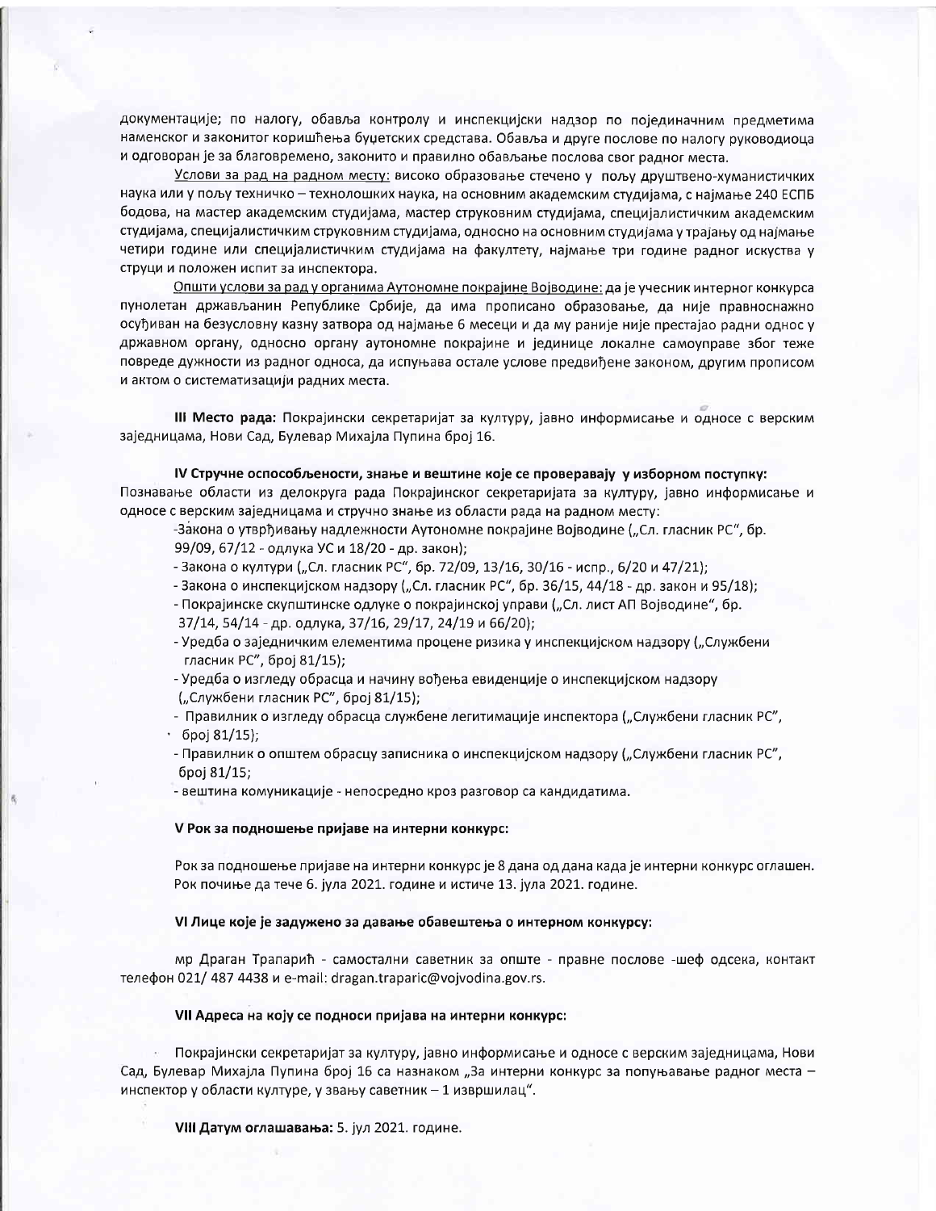документације; по налогу, обавља контролу и инспекцијски надзор по појединачним предметима наменског и законитог коришћења буџетских средстава. Обавља и друге послове по налогу руководиоца и одговоран је за благовремено, законито и правилно обављање послова свог радног места.

Услови за рад на радном месту: високо образовање стечено у пољу друштвено-хуманистичких наука или у пољу техничко – технолошких наука, на основним академским студијама, с најмање 240 ЕСПБ бодова, на мастер академским студијама, мастер струковним студијама, специјалистичким академским студијама, специјалистичким струковним студијама, односно на основним студијама у трајању од најмање четири године или специјалистичким студијама на факултету, најмање три године радног искуства у струци и положен испит за инспектора.

Општи услови за рад у органима Аутономне покрајине Војводине: да је учесник интерног конкурса пунолетан држављанин Републике Србије, да има прописано образовање, да није правноснажно осуђиван на безусловну казну затвора од најмање 6 месеци и да му раније није престајао радни однос у државном органу, односно органу аутономне покрајине и јединице локалне самоуправе због теже повреде дужности из радног односа, да испуњава остале услове предвиђене законом, другим прописом и актом о систематизацији радних места.

**III Место рада:** Покрајински секретаријат за културу, јавно информисање и односе с верским заједницама, Нови Сад, Булевар Михајла Пупина број 16.

**IV Стручне оспособљености, знање и вештине које се проверавају у изборном поступку:**

Познавање области из делокруга рада Покрајинског секретаријата за културу, јавно информисање и односе с верским заједницама и стручно знање из области рада на радном месту:

- Закона о утврђивању надлежности Аутономне покрајине Војводине („Сл. гласник РС", бр. 99/09, 67/12 - одлука УС и 18/20 - др. закон);
- Закона о култури („Сл. гласник РС", бр. 72/09, 13/16, 30/16 - испр., 6/20 и 47/21);
- Закона о инспекцијском надзору („Сл. гласник РС", бр. 36/15, 44/18 - др. закон и 95/18);
- Покрајинске скупштинске одлуке о покрајинској управи („Сл. лист АП Војводине", бр. 37/14, 54/14 - др. одлука, 37/16, 29/17, 24/19 и 66/20);
- Уредба о заједничким елементима процене ризика у инспекцијском надзору („Службени гласник РС", број 81/15);
- Уредба о изгледу обрасца и начину вођења евиденције о инспекцијском надзору („Службени гласник РС", број 81/15);
- Правилник о изгледу обрасца службене легитимације инспектора („Службени гласник РС", број 81/15);
- Правилник о општем обрасцу записника о инспекцијском надзору („Службени гласник РС", број 81/15;
- вештина комуникације - непосредно кроз разговор са кандидатима.

**V Рок за подношење пријаве на интерни конкурс:**

Рок за подношење пријаве на интерни конкурс је 8 дана од дана када је интерни конкурс оглашен. Рок почиње да тече 6. јула 2021. године и истиче 13. јула 2021. године.

**VI Лице које је задужено за давање обавештења о интерном конкурсу:**

мр Драган Трапарић - самостални саветник за опште - правне послове -шеф одсека, контакт телефон 021/ 487 4438 и e-mail: dragan.traparic@vojvodina.gov.rs.

**VII Адреса на коју се подноси пријава на интерни конкурс:**

Покрајински секретаријат за културу, јавно информисање и односе с верским заједницама, Нови Сад, Булевар Михајла Пупина број 16 са назнаком „За интерни конкурс за попуњавање радног места – инспектор у области културе, у звању саветник – 1 извршилац".

**VIII Датум оглашавања:** 5. јул 2021. године.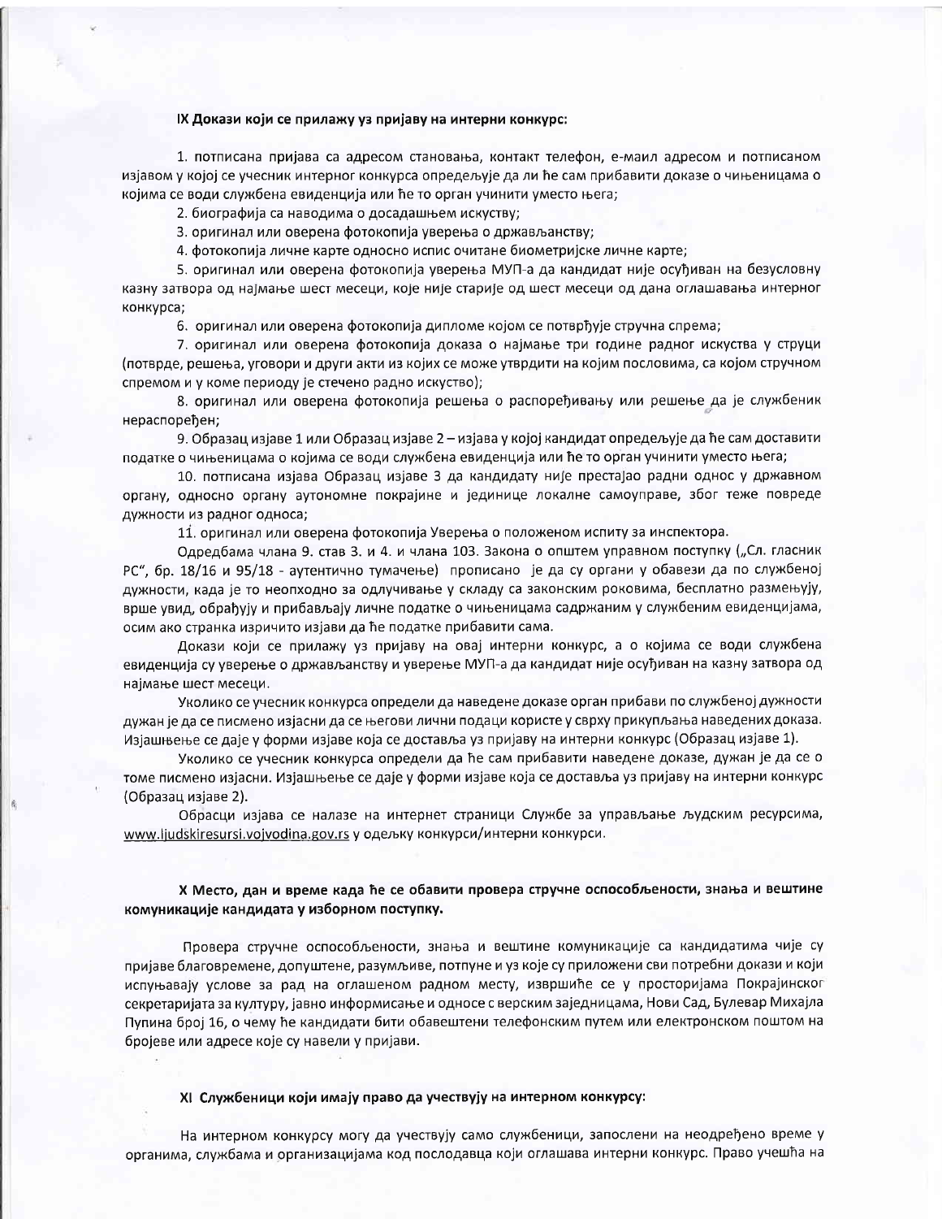### IX Докази који се прилажу уз пријаву на интерни конкурс:

1. потписана пријава са адресом становања, контакт телефон, е-маил адресом и потписаном изјавом у којој се учесник интерног конкурса опредељује да ли ће сам прибавити доказе о чињеницама о којима се води службена евиденција или ће то орган учинити уместо њега;

2. биографија са наводима о досадашњем искуству;

3. оригинал или оверена фотокопија уверења о држављанству;

4. фотокопија личне карте односно испис очитане биометријске личне карте;

5. оригинал или оверена фотокопија уверења МУП-а да кандидат није осуђиван на безусловну казну затвора од најмање шест месеци, које није старије од шест месеци од дана оглашавања интерног конкурса;

6. оригинал или оверена фотокопија дипломе којом се потврђује стручна спрема;

7. оригинал или оверена фотокопија доказа о најмање три године радног искуства у струци (потврде, решења, уговори и други акти из којих се може утврдити на којим пословима, са којом стручном спремом и у коме периоду је стечено радно искуство);

8. оригинал или оверена фотокопија решења о распоређивању или решење да је службеник нераспоређен;

9. Образац изјаве 1 или Образац изјаве 2 – изјава у којој кандидат опредељује да ће сам доставити податке о чињеницама о којима се води службена евиденција или ће то орган учинити уместо њега;

10. потписана изјава Образац изјаве 3 да кандидату није престајао радни однос у државном органу, односно органу аутономне покрајине и јединице локалне самоуправе, због теже повреде дужности из радног односа;

11. оригинал или оверена фотокопија Уверења о положеном испиту за инспектора.

Одредбама члана 9. став 3. и 4. и члана 103. Закона о општем управном поступку („Сл. гласник РС", бр. 18/16 и 95/18 - аутентично тумачење) прописано је да су органи у обавези да по службеној дужности, када је то неопходно за одлучивање у складу са законским роковима, бесплатно размењују, врше увид, обрађују и прибављају личне податке о чињеницама садржаним у службеним евиденцијама, осим ако странка изричито изјави да ће податке прибавити сама.

Докази који се прилажу уз пријаву на овај интерни конкурс, а о којима се води службена евиденција су уверење о држављанству и уверење МУП-а да кандидат није осуђиван на казну затвора од најмање шест месеци.

Уколико се учесник конкурса определи да наведене доказе орган прибави по службеној дужности дужан је да се писмено изјасни да се његови лични подаци користе у сврху прикупљања наведених доказа. Изјашњење се даје у форми изјаве која се доставља уз пријаву на интерни конкурс (Образац изјаве 1).

Уколико се учесник конкурса определи да ће сам прибавити наведене доказе, дужан је да се о томе писмено изјасни. Изјашњење се даје у форми изјаве која се доставља уз пријаву на интерни конкурс (Образац изјаве 2).

Обрасци изјава се налазе на интернет страници Службе за управљање људским ресурсима, www.ljudskiresursi.vojvodina.gov.rs у одељку конкурси/интерни конкурси.

### X Место, дан и време када ће се обавити провера стручне оспособљености, знања и вештине комуникације кандидата у изборном поступку.

Провера стручне оспособљености, знања и вештине комуникације са кандидатима чије су пријаве благовремене, допуштене, разумљиве, потпуне и уз које су приложени сви потребни докази и који испуњавају услове за рад на оглашеном радном месту, извршиће се у просторијама Покрајинског секретаријата за културу, јавно информисање и односе с верским заједницама, Нови Сад, Булевар Михајла Пупина број 16, о чему ће кандидати бити обавештени телефонским путем или електронском поштом на бројеве или адресе које су навели у пријави.

### XI Службеници који имају право да учествују на интерном конкурсу:

На интерном конкурсу могу да учествују само службеници, запослени на неодређено време у органима, службама и организацијама код послодавца који оглашава интерни конкурс. Право учешћа на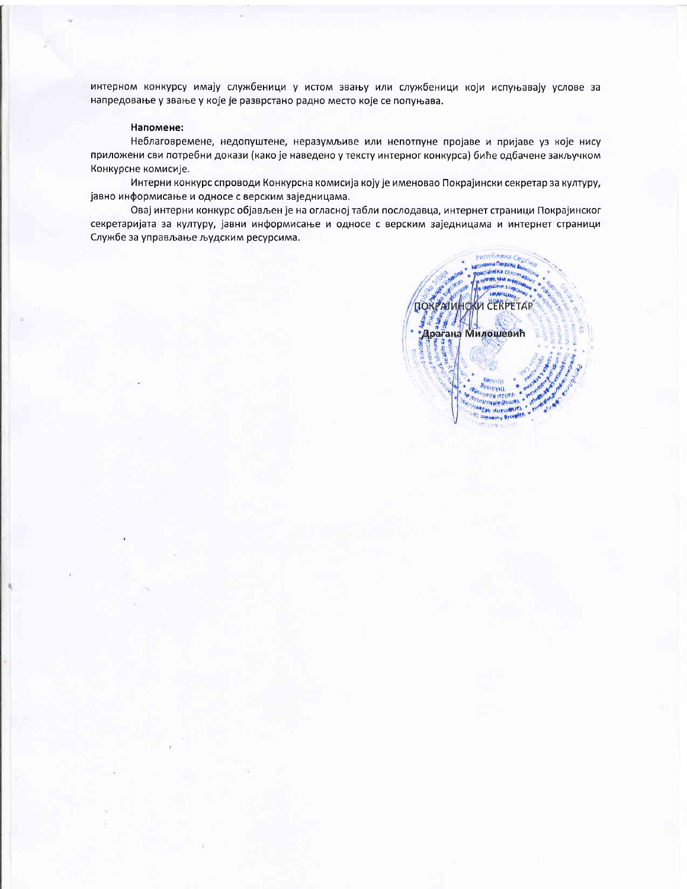интерном конкурсу имају службеници у истом звању или службеници који испуњавају услове за напредовање у звање у које је разврстано радно место које се попуњава.

**Напомене:**

Неблаговремене, недопуштене, неразумљиве или непотпуне пројаве и пријаве уз које нису приложени сви потребни докази (како је наведено у тексту интерног конкурса) биће одбачене закључком Конкурсне комисије.

Интерни конкурс спроводи Конкурсна комисија коју је именовао Покрајински секретар за културу, јавно информисање и односе с верским заједницама.

Овај интерни конкурс објављен је на огласној табли послодавца, интернет страници Покрајинског секретаријата за културу, јавни информисање и односе с верским заједницама и интернет страници Службе за управљање људским ресурсима.

ПОКРАЈИНСКИ СЕКРЕТАР

Драгана Милошевић